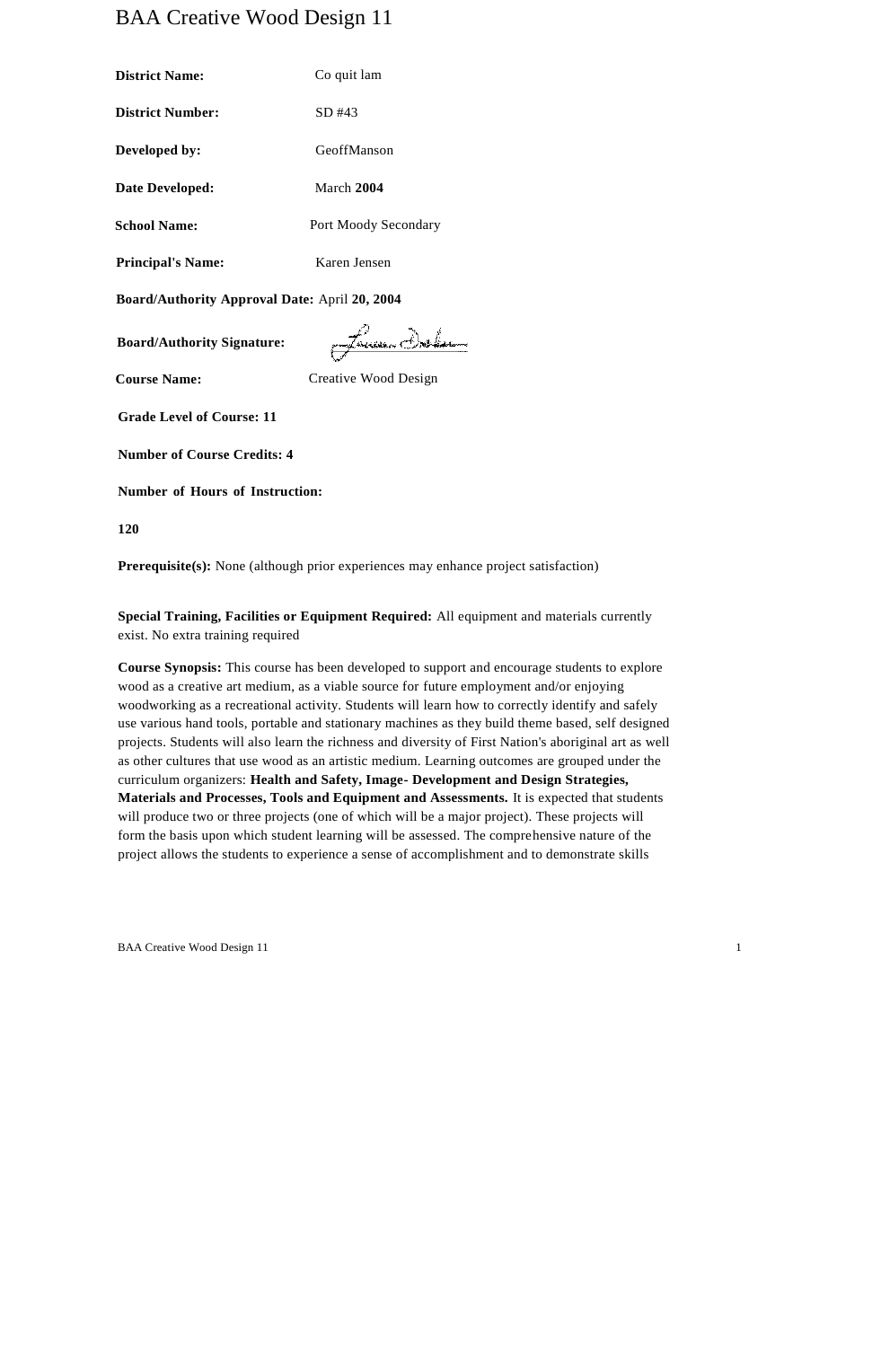# BAA Creative Wood Design 11

**District Name:** Co quit lam

**District Number:** SD #43

**Developed by:** GeoffManson

**Date Developed:** March **2004**

**School Name:** Port Moody Secondary

**Principal's Name:** Karen Jensen

**Board/Authority Approval Date:** April **20, 2004**

**Board/Authority Signature:**

**Course Name:** Creative Wood Design

**Grade Level of Course: 11**

**Number of Course Credits: 4**

**Number of Hours of Instruction:**

**120**

**Prerequisite(s):** None (although prior experiences may enhance project satisfaction)

**Special Training, Facilities or Equipment Required:** All equipment and materials currently exist. No extra training required

**Course Synopsis:** This course has been developed to support and encourage students to explore wood as a creative art medium, as a viable source for future employment and/or enjoying woodworking as a recreational activity. Students will learn how to correctly identify and safely use various hand tools, portable and stationary machines as they build theme based, self designed projects. Students will also learn the richness and diversity of First Nation's aboriginal art as well as other cultures that use wood as an artistic medium. Learning outcomes are grouped under the curriculum organizers: **Health and Safety, Image- Development and Design Strategies, Materials and Processes, Tools and Equipment and Assessments.** It is expected that students will produce two or three projects (one of which will be a major project). These projects will form the basis upon which student learning will be assessed. The comprehensive nature of the project allows the students to experience a sense of accomplishment and to demonstrate skills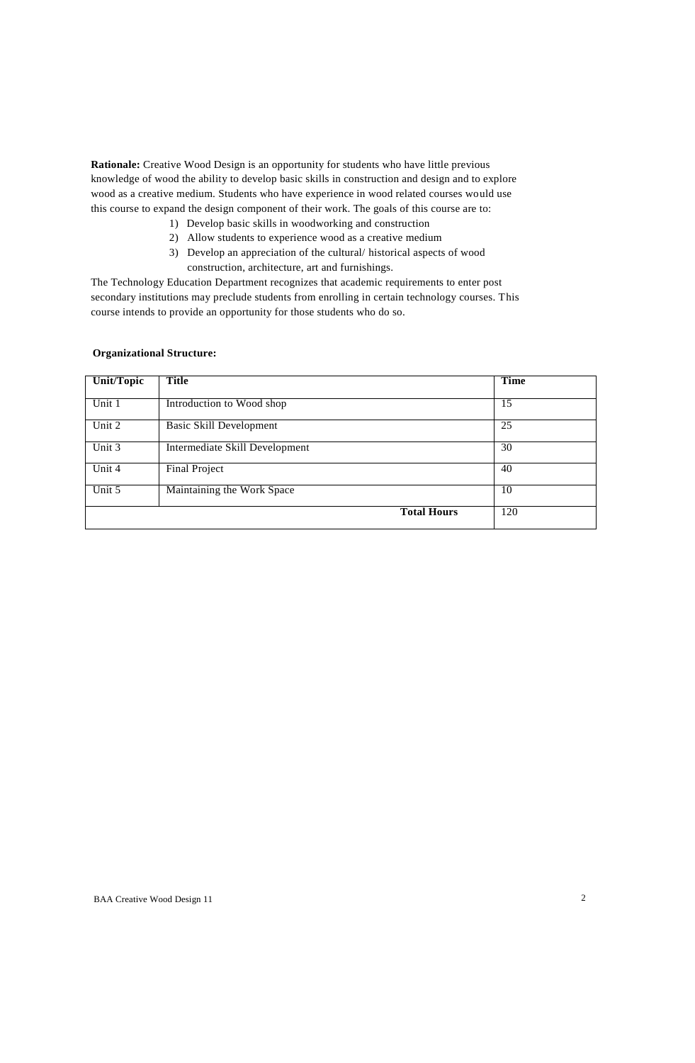**Rationale:** Creative Wood Design is an opportunity for students who have little previous knowledge of wood the ability to develop basic skills in construction and design and to explore wood as a creative medium. Students who have experience in wood related courses would use this course to expand the design component of their work. The goals of this course are to:

1) Develop basic skills in woodworking and construction
2) Allow students to experience wood as a creative medium
3) Develop an appreciation of the cultural/ historical aspects of wood construction, architecture, art and furnishings.

The Technology Education Department recognizes that academic requirements to enter post secondary institutions may preclude students from enrolling in certain technology courses. This course intends to provide an opportunity for those students who do so.

**Organizational Structure:**

| Unit/Topic | Title | Time |
|---|---|---|
| Unit 1 | Introduction to Wood shop | 15 |
| Unit 2 | Basic Skill Development | 25 |
| Unit 3 | Intermediate Skill Development | 30 |
| Unit 4 | Final Project | 40 |
| Unit 5 | Maintaining the Work Space | 10 |
| | **Total Hours** | 120 |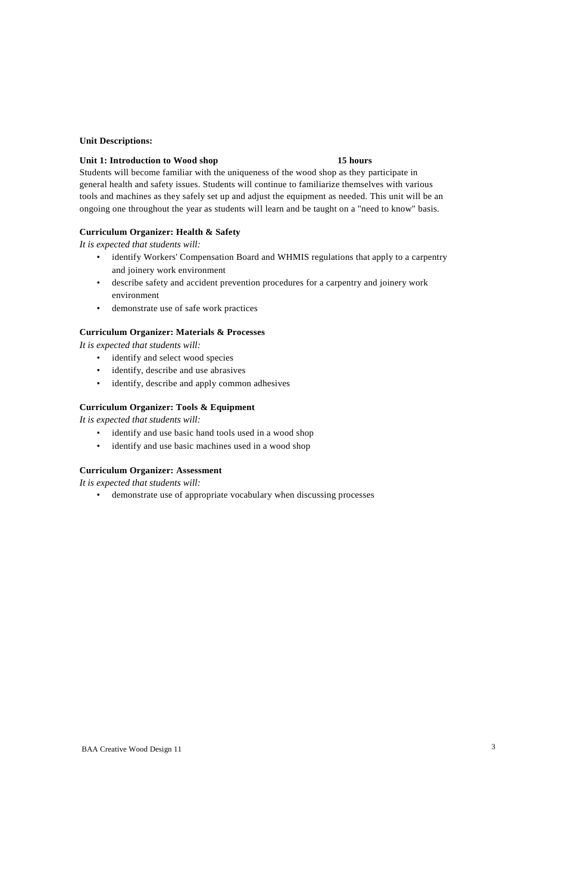**Unit Descriptions:**

**Unit 1: Introduction to Wood shop 15 hours**

Students will become familiar with the uniqueness of the wood shop as they participate in general health and safety issues. Students will continue to familiarize themselves with various tools and machines as they safely set up and adjust the equipment as needed. This unit will be an ongoing one throughout the year as students will learn and be taught on a "need to know" basis.

**Curriculum Organizer: Health & Safety**

*It is expected that students will:*

- identify Workers' Compensation Board and WHMIS regulations that apply to a carpentry and joinery work environment
- describe safety and accident prevention procedures for a carpentry and joinery work environment
- demonstrate use of safe work practices

**Curriculum Organizer: Materials & Processes**

*It is expected that students will:*

- identify and select wood species
- identify, describe and use abrasives
- identify, describe and apply common adhesives

**Curriculum Organizer: Tools & Equipment**

*It is expected that students will:*

- identify and use basic hand tools used in a wood shop
- identify and use basic machines used in a wood shop

**Curriculum Organizer: Assessment**

*It is expected that students will:*

- demonstrate use of appropriate vocabulary when discussing processes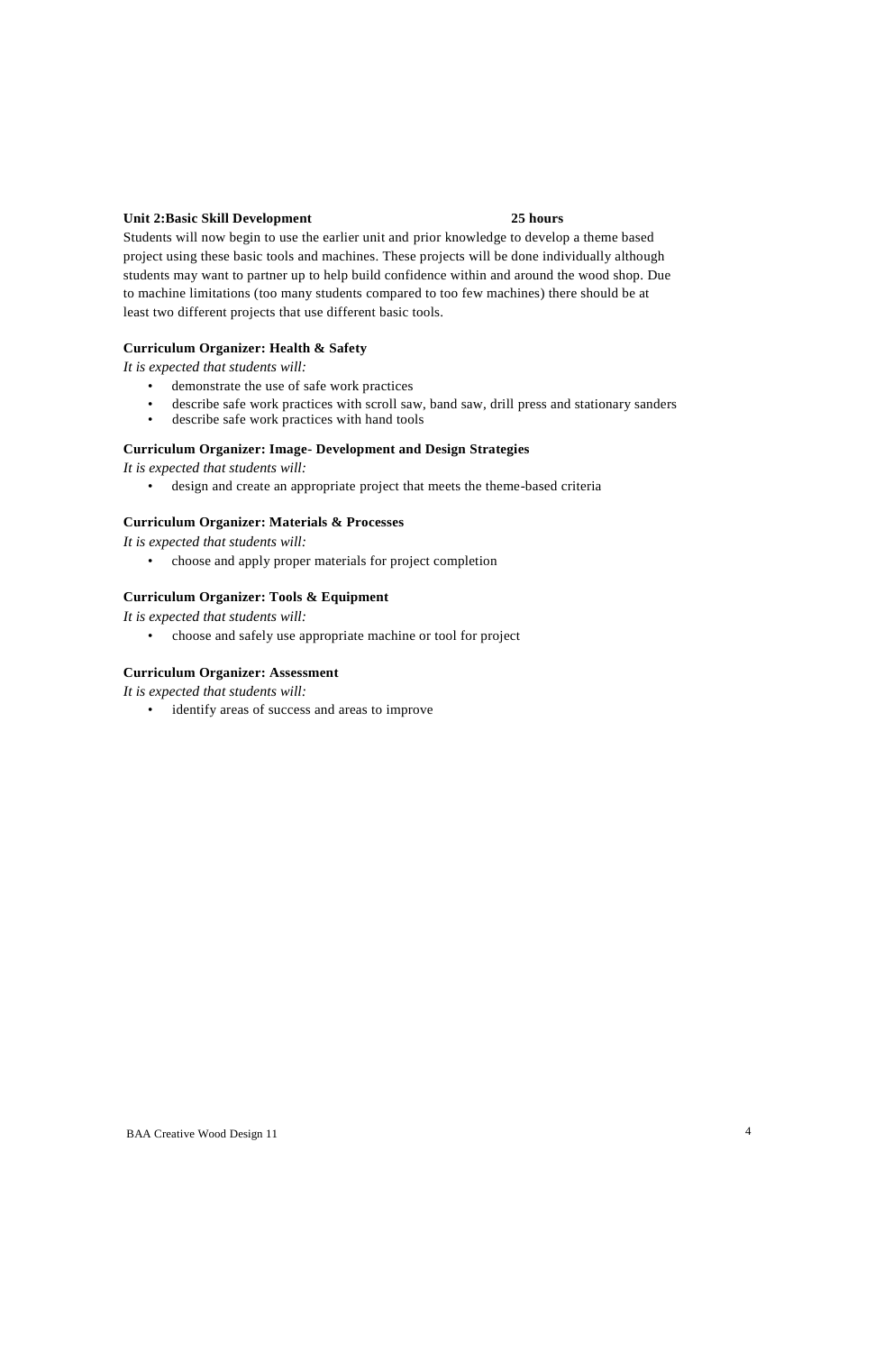**Unit 2:Basic Skill Development** **25 hours**

Students will now begin to use the earlier unit and prior knowledge to develop a theme based project using these basic tools and machines. These projects will be done individually although students may want to partner up to help build confidence within and around the wood shop. Due to machine limitations (too many students compared to too few machines) there should be at least two different projects that use different basic tools.

**Curriculum Organizer: Health & Safety**

*It is expected that students will:*

- demonstrate the use of safe work practices
- describe safe work practices with scroll saw, band saw, drill press and stationary sanders
- describe safe work practices with hand tools

**Curriculum Organizer: Image- Development and Design Strategies**

*It is expected that students will:*

- design and create an appropriate project that meets the theme-based criteria

**Curriculum Organizer: Materials & Processes**

*It is expected that students will:*

- choose and apply proper materials for project completion

**Curriculum Organizer: Tools & Equipment**

*It is expected that students will:*

- choose and safely use appropriate machine or tool for project

**Curriculum Organizer: Assessment**

*It is expected that students will:*

- identify areas of success and areas to improve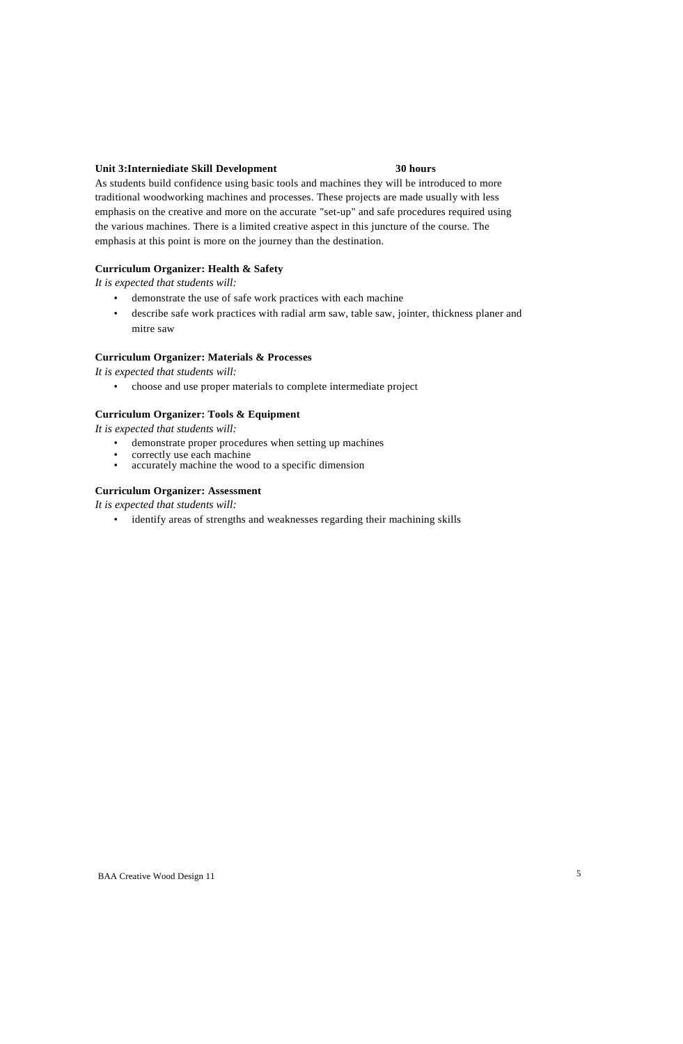**Unit 3:Interniediate Skill Development 30 hours**

As students build confidence using basic tools and machines they will be introduced to more traditional woodworking machines and processes. These projects are made usually with less emphasis on the creative and more on the accurate "set-up" and safe procedures required using the various machines. There is a limited creative aspect in this juncture of the course. The emphasis at this point is more on the journey than the destination.

**Curriculum Organizer: Health & Safety**

*It is expected that students will:*

- demonstrate the use of safe work practices with each machine
- describe safe work practices with radial arm saw, table saw, jointer, thickness planer and mitre saw

**Curriculum Organizer: Materials & Processes**

*It is expected that students will:*

- choose and use proper materials to complete intermediate project

**Curriculum Organizer: Tools & Equipment**

*It is expected that students will:*

- demonstrate proper procedures when setting up machines
- correctly use each machine
- accurately machine the wood to a specific dimension

**Curriculum Organizer: Assessment**

*It is expected that students will:*

- identify areas of strengths and weaknesses regarding their machining skills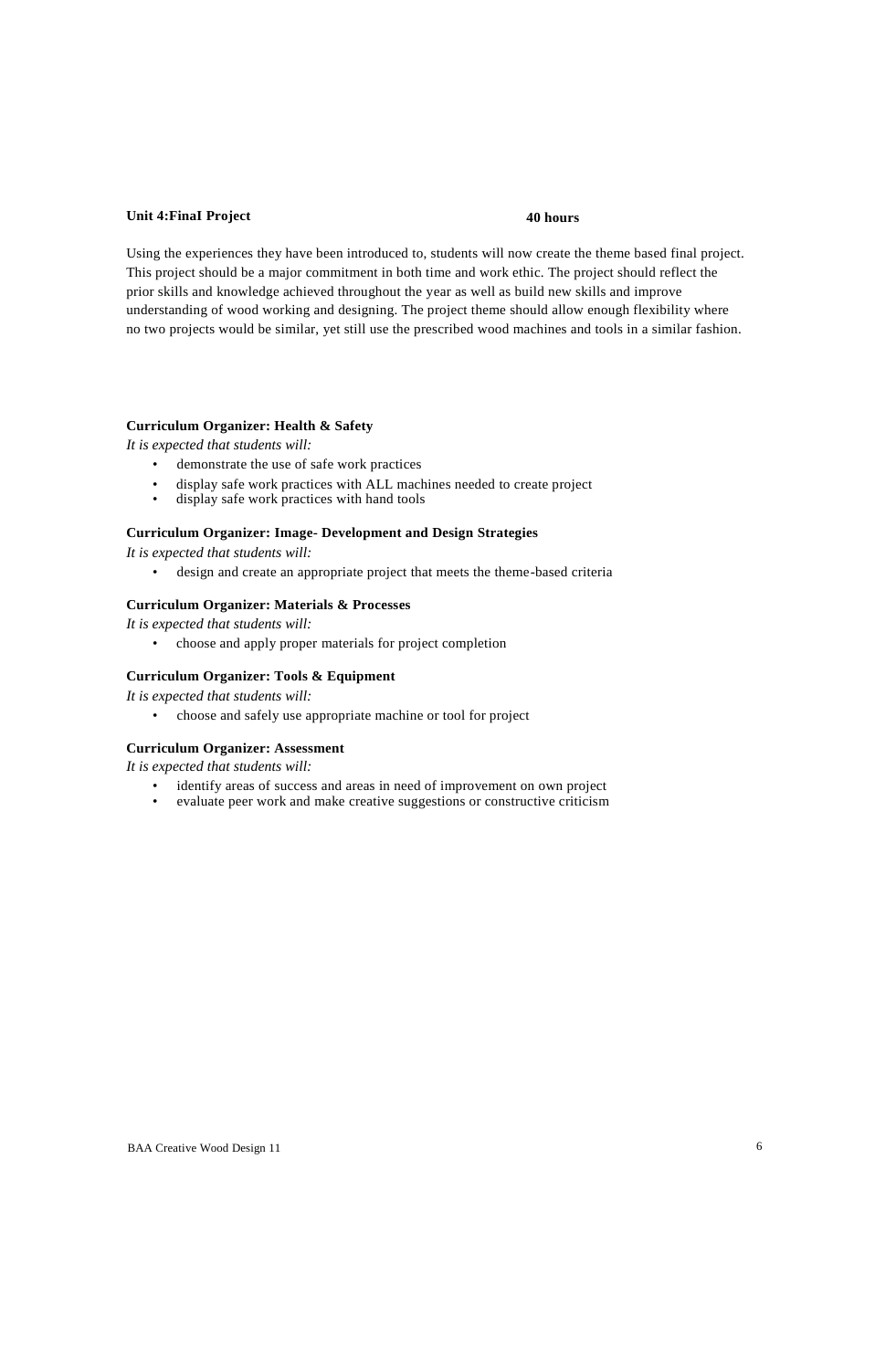**Unit 4:FinaI Project** **40 hours**

Using the experiences they have been introduced to, students will now create the theme based final project. This project should be a major commitment in both time and work ethic. The project should reflect the prior skills and knowledge achieved throughout the year as well as build new skills and improve understanding of wood working and designing. The project theme should allow enough flexibility where no two projects would be similar, yet still use the prescribed wood machines and tools in a similar fashion.

**Curriculum Organizer: Health & Safety**

*It is expected that students will:*

- demonstrate the use of safe work practices
- display safe work practices with ALL machines needed to create project
- display safe work practices with hand tools

**Curriculum Organizer: Image- Development and Design Strategies**

*It is expected that students will:*

- design and create an appropriate project that meets the theme-based criteria

**Curriculum Organizer: Materials & Processes**

*It is expected that students will:*

- choose and apply proper materials for project completion

**Curriculum Organizer: Tools & Equipment**

*It is expected that students will:*

- choose and safely use appropriate machine or tool for project

**Curriculum Organizer: Assessment**

*It is expected that students will:*

- identify areas of success and areas in need of improvement on own project
- evaluate peer work and make creative suggestions or constructive criticism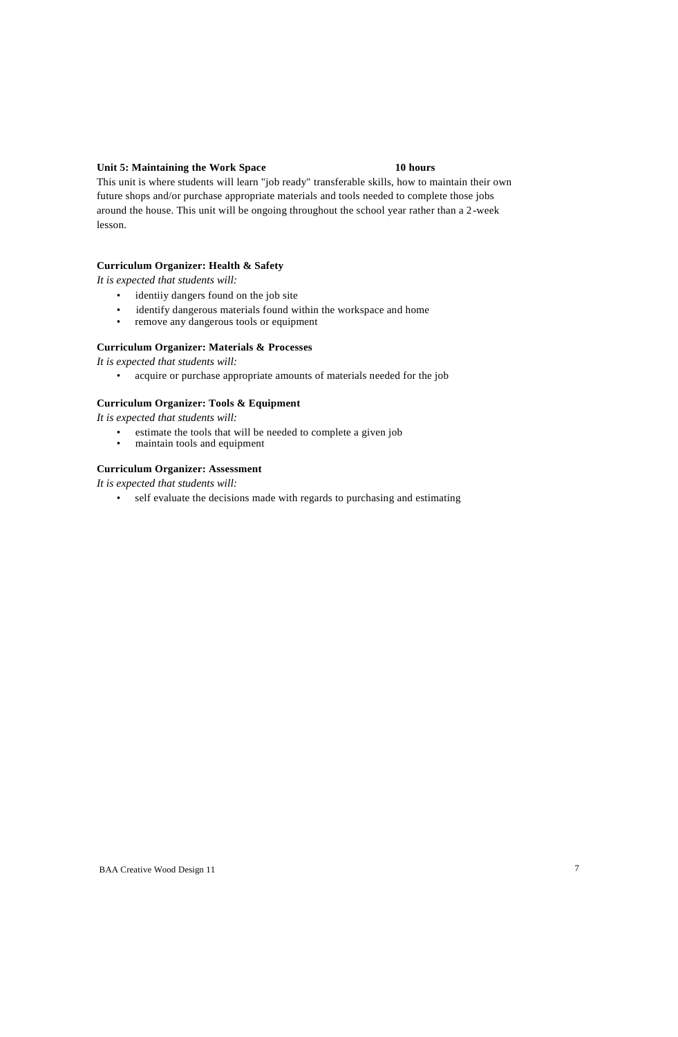**Unit 5: Maintaining the Work Space 10 hours**

This unit is where students will learn "job ready" transferable skills, how to maintain their own future shops and/or purchase appropriate materials and tools needed to complete those jobs around the house. This unit will be ongoing throughout the school year rather than a 2-week lesson.

**Curriculum Organizer: Health & Safety**

*It is expected that students will:*

- identiiy dangers found on the job site
- identify dangerous materials found within the workspace and home
- remove any dangerous tools or equipment

**Curriculum Organizer: Materials & Processes**

*It is expected that students will:*

- acquire or purchase appropriate amounts of materials needed for the job

**Curriculum Organizer: Tools & Equipment**

*It is expected that students will:*

- estimate the tools that will be needed to complete a given job
- maintain tools and equipment

**Curriculum Organizer: Assessment**

*It is expected that students will:*

- self evaluate the decisions made with regards to purchasing and estimating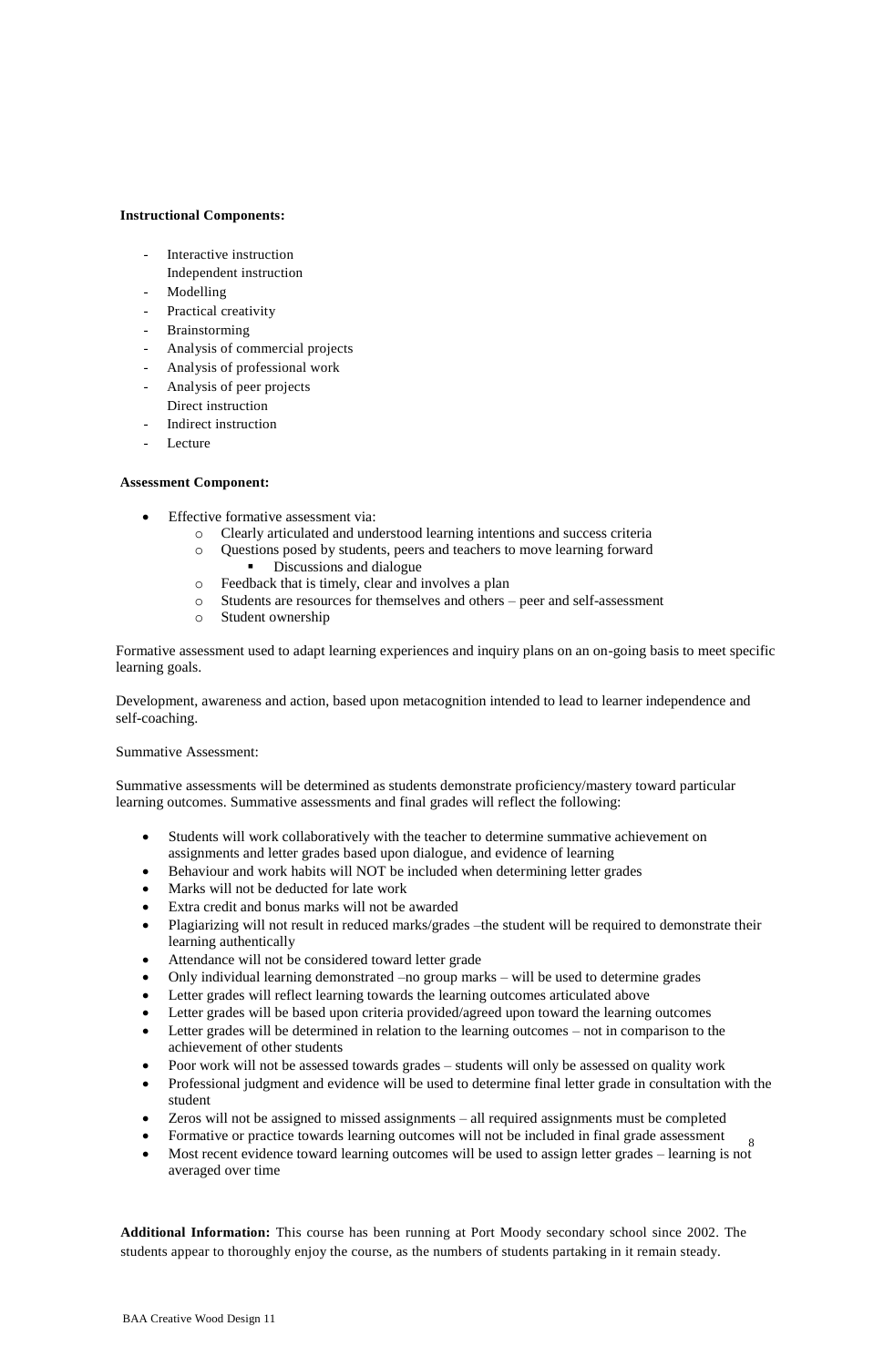**Instructional Components:**

- Interactive instruction
  Independent instruction
- Modelling
- Practical creativity
- Brainstorming
- Analysis of commercial projects
- Analysis of professional work
- Analysis of peer projects
  Direct instruction
- Indirect instruction
- Lecture

**Assessment Component:**

- Effective formative assessment via:
  - Clearly articulated and understood learning intentions and success criteria
  - Questions posed by students, peers and teachers to move learning forward
    - Discussions and dialogue
  - Feedback that is timely, clear and involves a plan
  - Students are resources for themselves and others – peer and self-assessment
  - Student ownership

Formative assessment used to adapt learning experiences and inquiry plans on an on-going basis to meet specific learning goals.

Development, awareness and action, based upon metacognition intended to lead to learner independence and self-coaching.

Summative Assessment:

Summative assessments will be determined as students demonstrate proficiency/mastery toward particular learning outcomes. Summative assessments and final grades will reflect the following:

- Students will work collaboratively with the teacher to determine summative achievement on assignments and letter grades based upon dialogue, and evidence of learning
- Behaviour and work habits will NOT be included when determining letter grades
- Marks will not be deducted for late work
- Extra credit and bonus marks will not be awarded
- Plagiarizing will not result in reduced marks/grades –the student will be required to demonstrate their learning authentically
- Attendance will not be considered toward letter grade
- Only individual learning demonstrated –no group marks – will be used to determine grades
- Letter grades will reflect learning towards the learning outcomes articulated above
- Letter grades will be based upon criteria provided/agreed upon toward the learning outcomes
- Letter grades will be determined in relation to the learning outcomes – not in comparison to the achievement of other students
- Poor work will not be assessed towards grades – students will only be assessed on quality work
- Professional judgment and evidence will be used to determine final letter grade in consultation with the student
- Zeros will not be assigned to missed assignments – all required assignments must be completed
- Formative or practice towards learning outcomes will not be included in final grade assessment
- Most recent evidence toward learning outcomes will be used to assign letter grades – learning is not averaged over time

**Additional Information:** This course has been running at Port Moody secondary school since 2002. The students appear to thoroughly enjoy the course, as the numbers of students partaking in it remain steady.